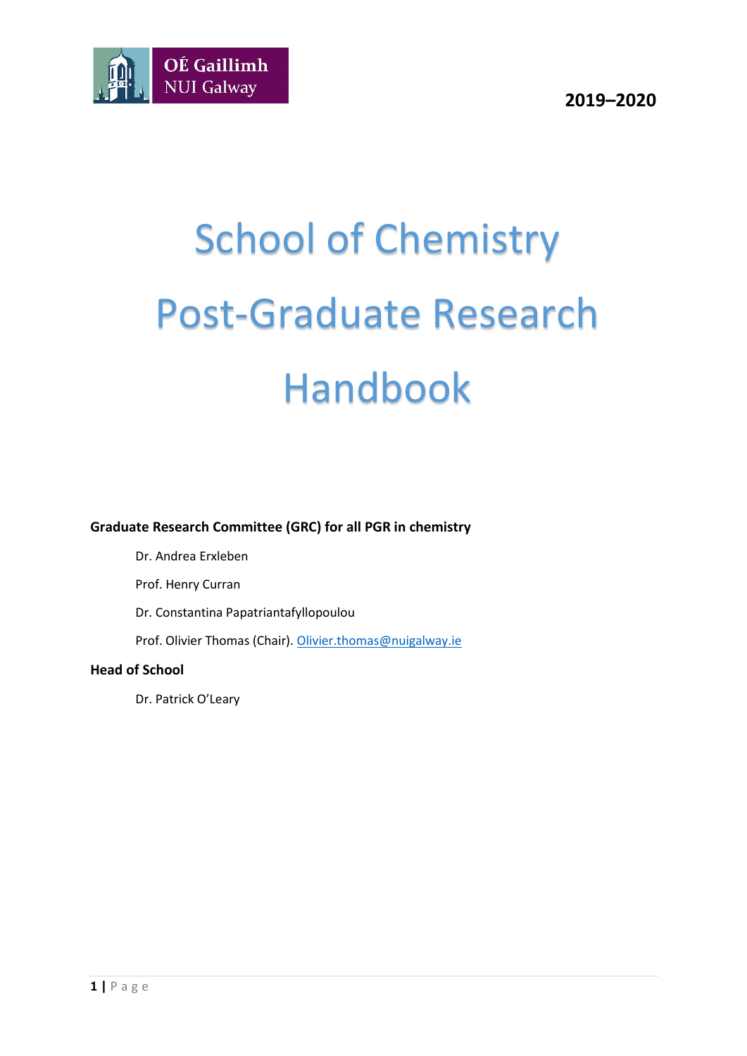2019–2020

# School of Chemistry Post-Graduate Research Handbook

**Graduate Research Committee (GRC) for all PGR in chemistry**

Dr. Andrea Erxleben

Prof. Henry Curran

Dr. Constantina Papatriantafyllopoulou

Prof. Olivier Thomas (Chair). Olivier.thomas@nuigalway.ie

**Head of School**

Dr. Patrick O'Leary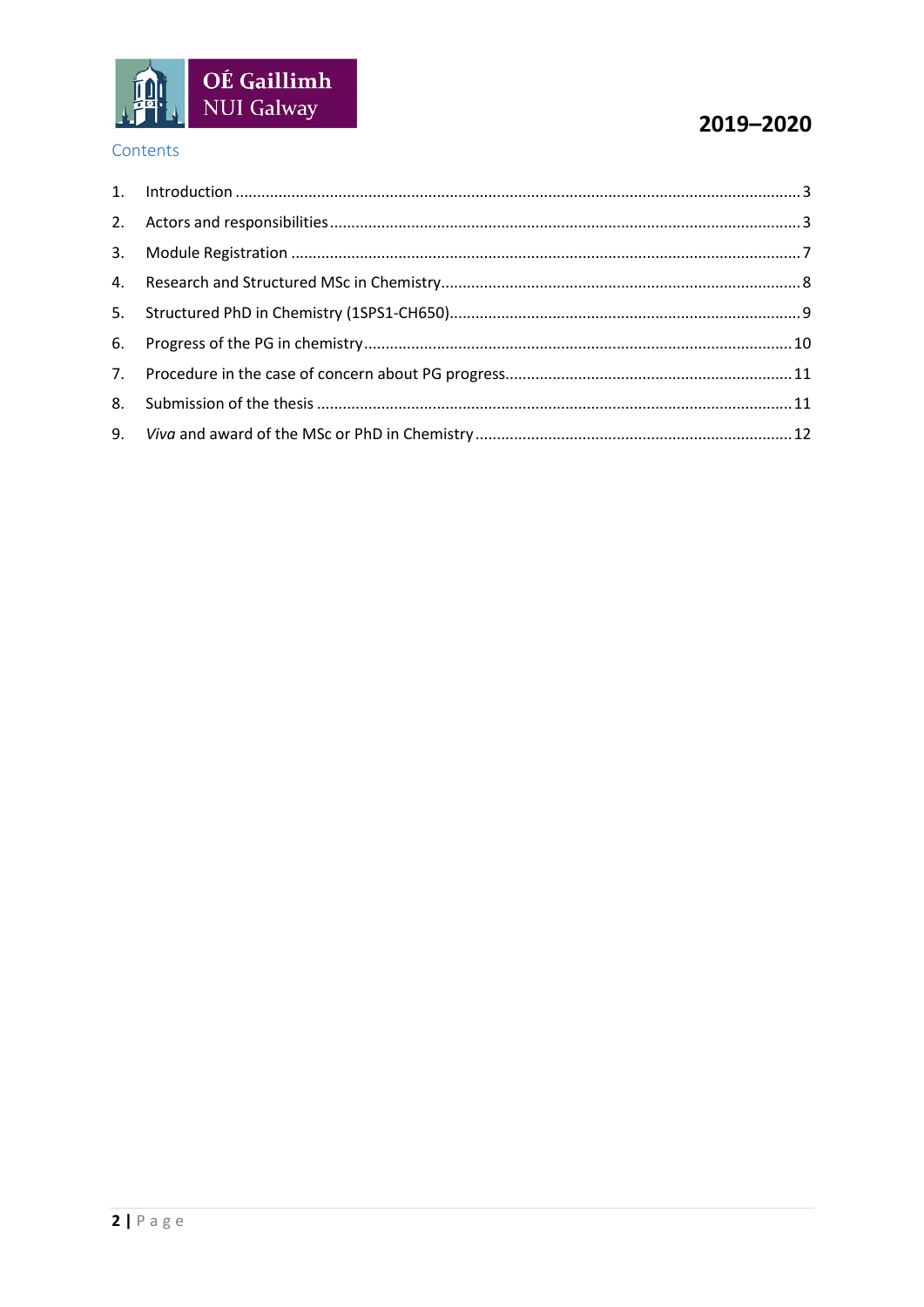2019–2020

## Contents

1. Introduction .......... 3
2. Actors and responsibilities .......... 3
3. Module Registration .......... 7
4. Research and Structured MSc in Chemistry .......... 8
5. Structured PhD in Chemistry (1SPS1-CH650) .......... 9
6. Progress of the PG in chemistry .......... 10
7. Procedure in the case of concern about PG progress .......... 11
8. Submission of the thesis .......... 11
9. *Viva* and award of the MSc or PhD in Chemistry .......... 12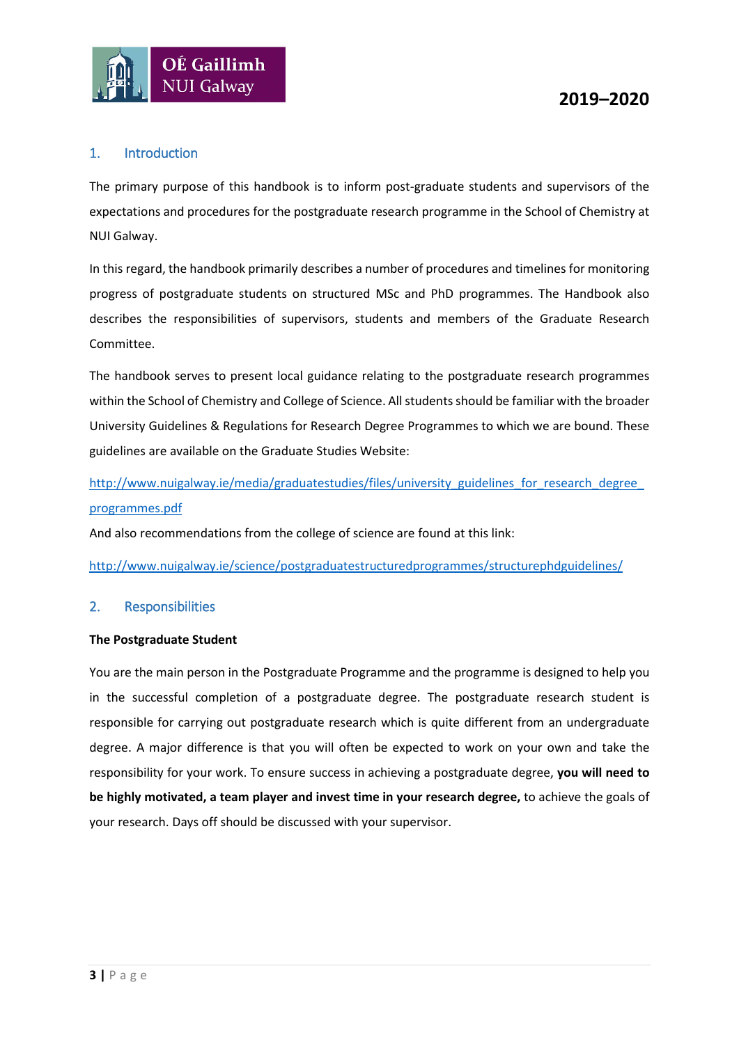## 1. Introduction

The primary purpose of this handbook is to inform post-graduate students and supervisors of the expectations and procedures for the postgraduate research programme in the School of Chemistry at NUI Galway.

In this regard, the handbook primarily describes a number of procedures and timelines for monitoring progress of postgraduate students on structured MSc and PhD programmes. The Handbook also describes the responsibilities of supervisors, students and members of the Graduate Research Committee.

The handbook serves to present local guidance relating to the postgraduate research programmes within the School of Chemistry and College of Science. All students should be familiar with the broader University Guidelines & Regulations for Research Degree Programmes to which we are bound. These guidelines are available on the Graduate Studies Website:

http://www.nuigalway.ie/media/graduatestudies/files/university_guidelines_for_research_degree_programmes.pdf

And also recommendations from the college of science are found at this link:

http://www.nuigalway.ie/science/postgraduatestructuredprogrammes/structurephdguidelines/

## 2. Responsibilities

**The Postgraduate Student**

You are the main person in the Postgraduate Programme and the programme is designed to help you in the successful completion of a postgraduate degree. The postgraduate research student is responsible for carrying out postgraduate research which is quite different from an undergraduate degree. A major difference is that you will often be expected to work on your own and take the responsibility for your work. To ensure success in achieving a postgraduate degree, **you will need to be highly motivated, a team player and invest time in your research degree,** to achieve the goals of your research. Days off should be discussed with your supervisor.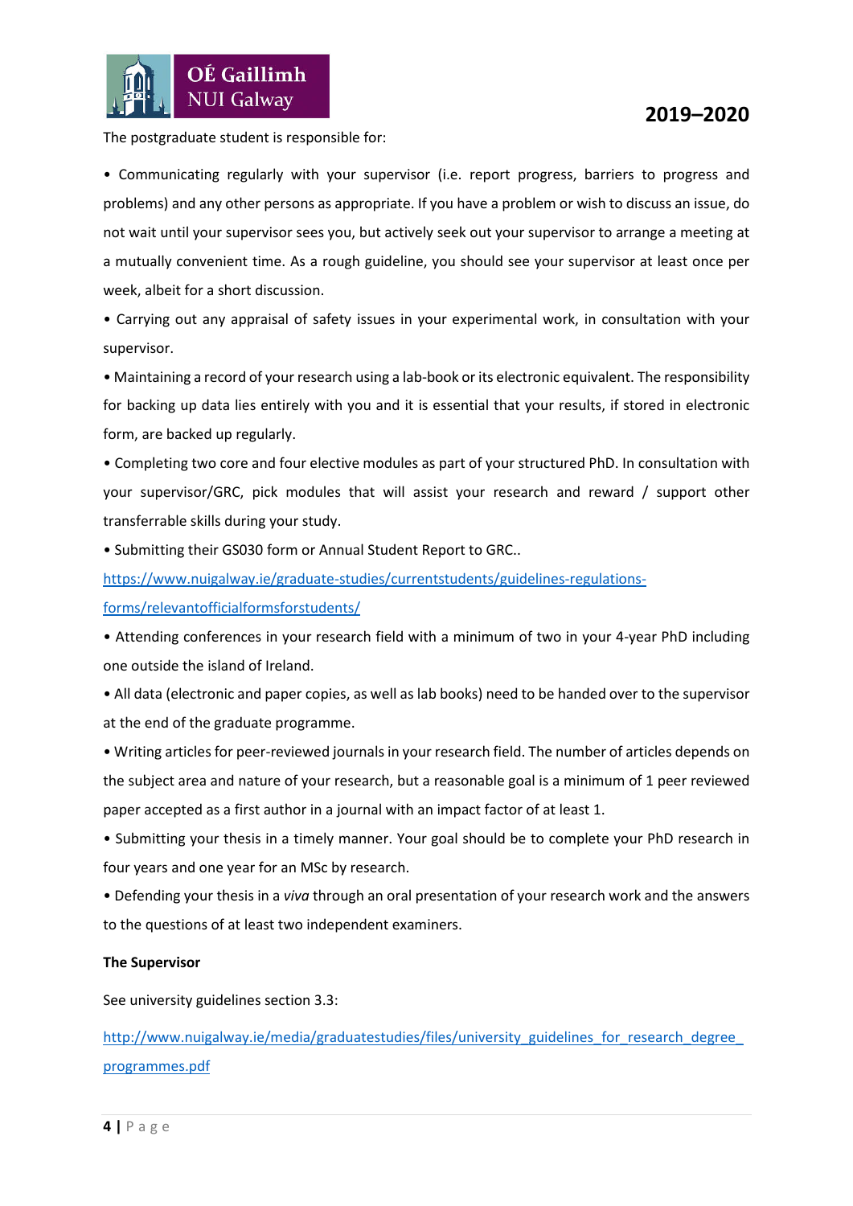The postgraduate student is responsible for:

• Communicating regularly with your supervisor (i.e. report progress, barriers to progress and problems) and any other persons as appropriate. If you have a problem or wish to discuss an issue, do not wait until your supervisor sees you, but actively seek out your supervisor to arrange a meeting at a mutually convenient time. As a rough guideline, you should see your supervisor at least once per week, albeit for a short discussion.

• Carrying out any appraisal of safety issues in your experimental work, in consultation with your supervisor.

• Maintaining a record of your research using a lab-book or its electronic equivalent. The responsibility for backing up data lies entirely with you and it is essential that your results, if stored in electronic form, are backed up regularly.

• Completing two core and four elective modules as part of your structured PhD. In consultation with your supervisor/GRC, pick modules that will assist your research and reward / support other transferrable skills during your study.

• Submitting their GS030 form or Annual Student Report to GRC..

https://www.nuigalway.ie/graduate-studies/currentstudents/guidelines-regulations-forms/relevantofficialformsforstudents/

• Attending conferences in your research field with a minimum of two in your 4-year PhD including one outside the island of Ireland.

• All data (electronic and paper copies, as well as lab books) need to be handed over to the supervisor at the end of the graduate programme.

• Writing articles for peer-reviewed journals in your research field. The number of articles depends on the subject area and nature of your research, but a reasonable goal is a minimum of 1 peer reviewed paper accepted as a first author in a journal with an impact factor of at least 1.

• Submitting your thesis in a timely manner. Your goal should be to complete your PhD research in four years and one year for an MSc by research.

• Defending your thesis in a *viva* through an oral presentation of your research work and the answers to the questions of at least two independent examiners.

**The Supervisor**

See university guidelines section 3.3:

http://www.nuigalway.ie/media/graduatestudies/files/university_guidelines_for_research_degree_programmes.pdf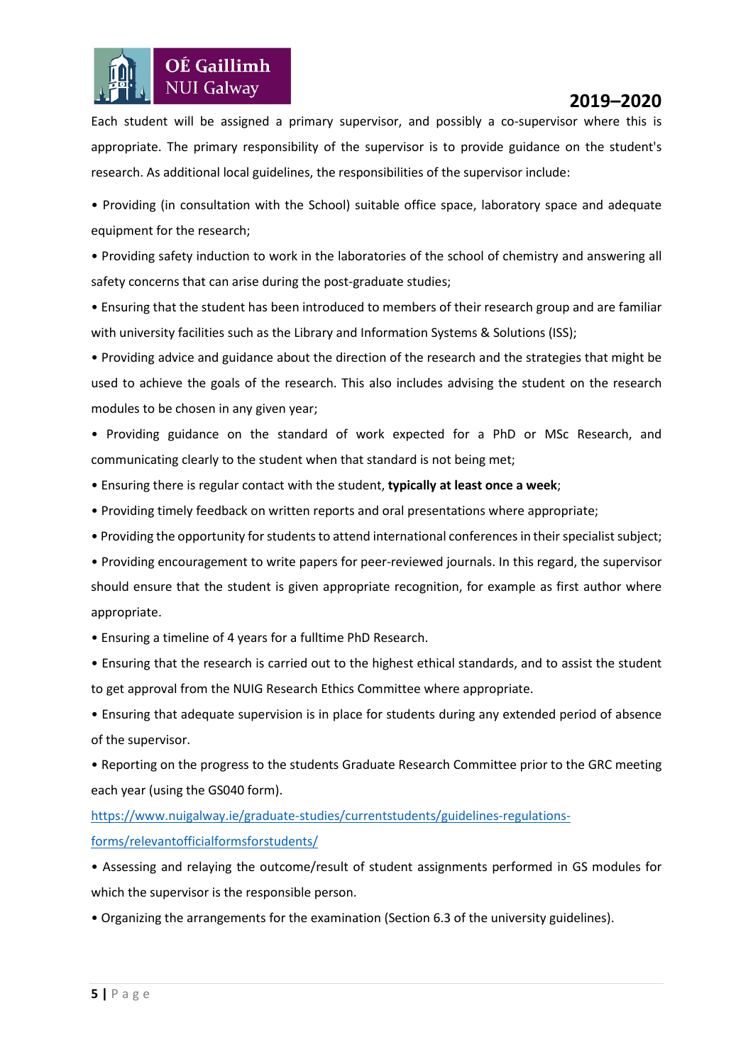Each student will be assigned a primary supervisor, and possibly a co-supervisor where this is appropriate. The primary responsibility of the supervisor is to provide guidance on the student's research. As additional local guidelines, the responsibilities of the supervisor include:

- Providing (in consultation with the School) suitable office space, laboratory space and adequate equipment for the research;
- Providing safety induction to work in the laboratories of the school of chemistry and answering all safety concerns that can arise during the post-graduate studies;
- Ensuring that the student has been introduced to members of their research group and are familiar with university facilities such as the Library and Information Systems & Solutions (ISS);
- Providing advice and guidance about the direction of the research and the strategies that might be used to achieve the goals of the research. This also includes advising the student on the research modules to be chosen in any given year;
- Providing guidance on the standard of work expected for a PhD or MSc Research, and communicating clearly to the student when that standard is not being met;
- Ensuring there is regular contact with the student, **typically at least once a week**;
- Providing timely feedback on written reports and oral presentations where appropriate;
- Providing the opportunity for students to attend international conferences in their specialist subject;
- Providing encouragement to write papers for peer-reviewed journals. In this regard, the supervisor should ensure that the student is given appropriate recognition, for example as first author where appropriate.
- Ensuring a timeline of 4 years for a fulltime PhD Research.
- Ensuring that the research is carried out to the highest ethical standards, and to assist the student to get approval from the NUIG Research Ethics Committee where appropriate.
- Ensuring that adequate supervision is in place for students during any extended period of absence of the supervisor.
- Reporting on the progress to the students Graduate Research Committee prior to the GRC meeting each year (using the GS040 form).

[https://www.nuigalway.ie/graduate-studies/currentstudents/guidelines-regulations-forms/relevantofficialformsforstudents/](https://www.nuigalway.ie/graduate-studies/currentstudents/guidelines-regulations-forms/relevantofficialformsforstudents/)

- Assessing and relaying the outcome/result of student assignments performed in GS modules for which the supervisor is the responsible person.
- Organizing the arrangements for the examination (Section 6.3 of the university guidelines).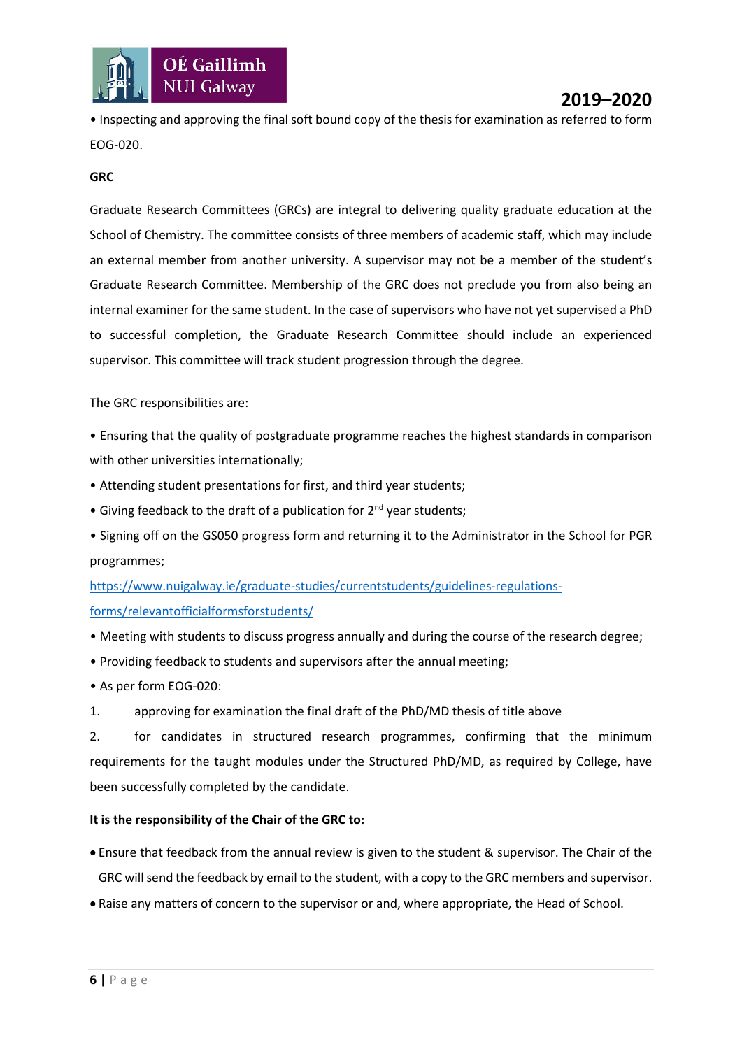- Inspecting and approving the final soft bound copy of the thesis for examination as referred to form EOG-020.

**GRC**

Graduate Research Committees (GRCs) are integral to delivering quality graduate education at the School of Chemistry. The committee consists of three members of academic staff, which may include an external member from another university. A supervisor may not be a member of the student's Graduate Research Committee. Membership of the GRC does not preclude you from also being an internal examiner for the same student. In the case of supervisors who have not yet supervised a PhD to successful completion, the Graduate Research Committee should include an experienced supervisor. This committee will track student progression through the degree.

The GRC responsibilities are:

- Ensuring that the quality of postgraduate programme reaches the highest standards in comparison with other universities internationally;
- Attending student presentations for first, and third year students;
- Giving feedback to the draft of a publication for 2nd year students;
- Signing off on the GS050 progress form and returning it to the Administrator in the School for PGR programmes; https://www.nuigalway.ie/graduate-studies/currentstudents/guidelines-regulations-forms/relevantofficialformsforstudents/
- Meeting with students to discuss progress annually and during the course of the research degree;
- Providing feedback to students and supervisors after the annual meeting;
- As per form EOG-020:

1. approving for examination the final draft of the PhD/MD thesis of title above
2. for candidates in structured research programmes, confirming that the minimum requirements for the taught modules under the Structured PhD/MD, as required by College, have been successfully completed by the candidate.

**It is the responsibility of the Chair of the GRC to:**

- Ensure that feedback from the annual review is given to the student & supervisor. The Chair of the GRC will send the feedback by email to the student, with a copy to the GRC members and supervisor.
- Raise any matters of concern to the supervisor or and, where appropriate, the Head of School.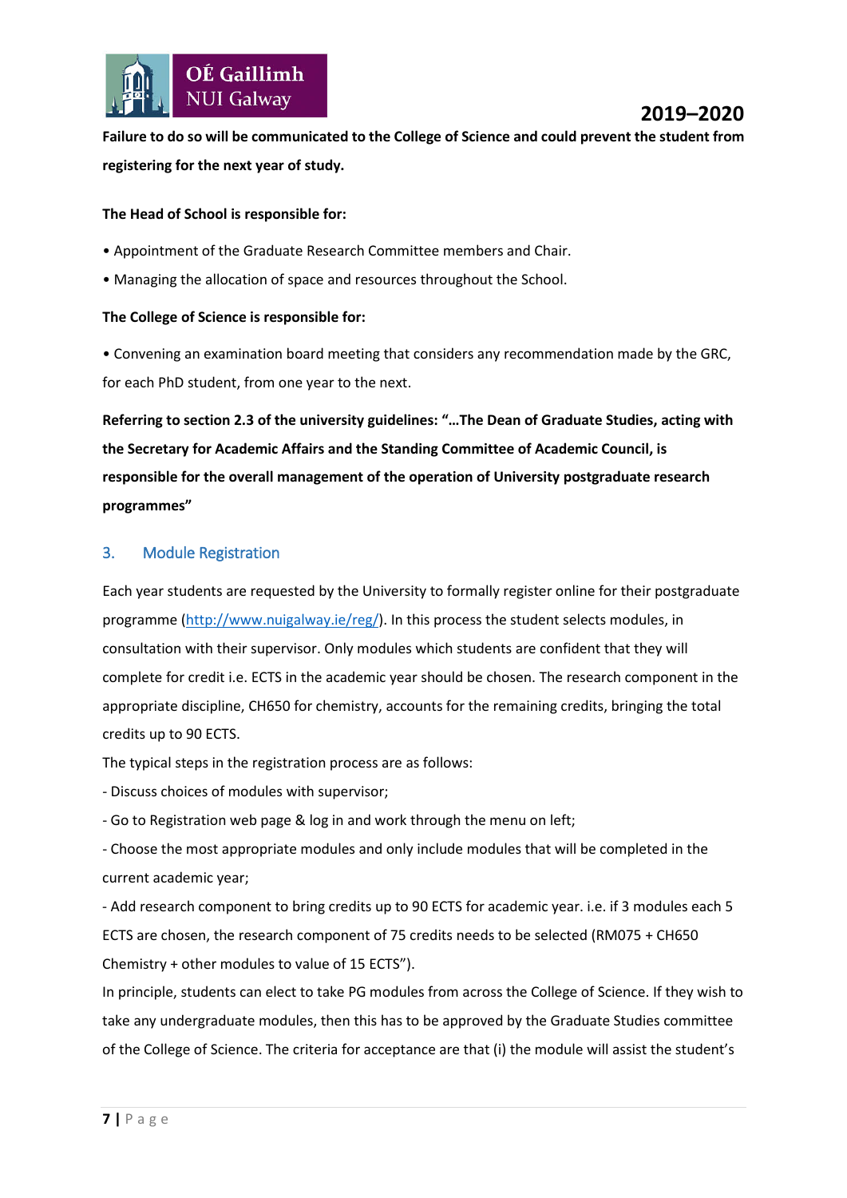**Failure to do so will be communicated to the College of Science and could prevent the student from registering for the next year of study.**

**The Head of School is responsible for:**

- Appointment of the Graduate Research Committee members and Chair.
- Managing the allocation of space and resources throughout the School.

**The College of Science is responsible for:**

- Convening an examination board meeting that considers any recommendation made by the GRC, for each PhD student, from one year to the next.

**Referring to section 2.3 of the university guidelines: "…The Dean of Graduate Studies, acting with the Secretary for Academic Affairs and the Standing Committee of Academic Council, is responsible for the overall management of the operation of University postgraduate research programmes"**

## 3. Module Registration

Each year students are requested by the University to formally register online for their postgraduate programme (http://www.nuigalway.ie/reg/). In this process the student selects modules, in consultation with their supervisor. Only modules which students are confident that they will complete for credit i.e. ECTS in the academic year should be chosen. The research component in the appropriate discipline, CH650 for chemistry, accounts for the remaining credits, bringing the total credits up to 90 ECTS.

The typical steps in the registration process are as follows:

- Discuss choices of modules with supervisor;
- Go to Registration web page & log in and work through the menu on left;
- Choose the most appropriate modules and only include modules that will be completed in the current academic year;
- Add research component to bring credits up to 90 ECTS for academic year. i.e. if 3 modules each 5 ECTS are chosen, the research component of 75 credits needs to be selected (RM075 + CH650 Chemistry + other modules to value of 15 ECTS").

In principle, students can elect to take PG modules from across the College of Science. If they wish to take any undergraduate modules, then this has to be approved by the Graduate Studies committee of the College of Science. The criteria for acceptance are that (i) the module will assist the student's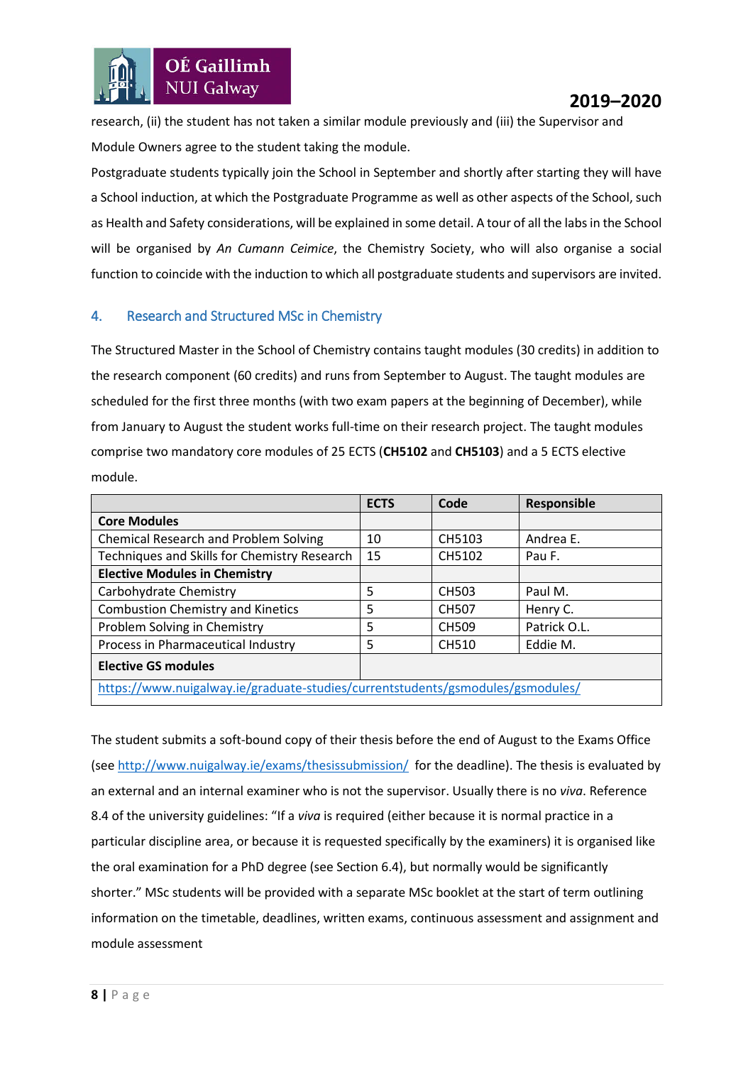research, (ii) the student has not taken a similar module previously and (iii) the Supervisor and Module Owners agree to the student taking the module.

Postgraduate students typically join the School in September and shortly after starting they will have a School induction, at which the Postgraduate Programme as well as other aspects of the School, such as Health and Safety considerations, will be explained in some detail. A tour of all the labs in the School will be organised by *An Cumann Ceimice*, the Chemistry Society, who will also organise a social function to coincide with the induction to which all postgraduate students and supervisors are invited.

## 4. Research and Structured MSc in Chemistry

The Structured Master in the School of Chemistry contains taught modules (30 credits) in addition to the research component (60 credits) and runs from September to August. The taught modules are scheduled for the first three months (with two exam papers at the beginning of December), while from January to August the student works full-time on their research project. The taught modules comprise two mandatory core modules of 25 ECTS (**CH5102** and **CH5103**) and a 5 ECTS elective module.

| | ECTS | Code | Responsible |
|---|---|---|---|
| **Core Modules** | | | |
| Chemical Research and Problem Solving | 10 | CH5103 | Andrea E. |
| Techniques and Skills for Chemistry Research | 15 | CH5102 | Pau F. |
| **Elective Modules in Chemistry** | | | |
| Carbohydrate Chemistry | 5 | CH503 | Paul M. |
| Combustion Chemistry and Kinetics | 5 | CH507 | Henry C. |
| Problem Solving in Chemistry | 5 | CH509 | Patrick O.L. |
| Process in Pharmaceutical Industry | 5 | CH510 | Eddie M. |
| **Elective GS modules** | | | |
| https://www.nuigalway.ie/graduate-studies/currentstudents/gsmodules/gsmodules/ | | | |

The student submits a soft-bound copy of their thesis before the end of August to the Exams Office (see http://www.nuigalway.ie/exams/thesissubmission/ for the deadline). The thesis is evaluated by an external and an internal examiner who is not the supervisor. Usually there is no *viva*. Reference 8.4 of the university guidelines: "If a *viva* is required (either because it is normal practice in a particular discipline area, or because it is requested specifically by the examiners) it is organised like the oral examination for a PhD degree (see Section 6.4), but normally would be significantly shorter." MSc students will be provided with a separate MSc booklet at the start of term outlining information on the timetable, deadlines, written exams, continuous assessment and assignment and module assessment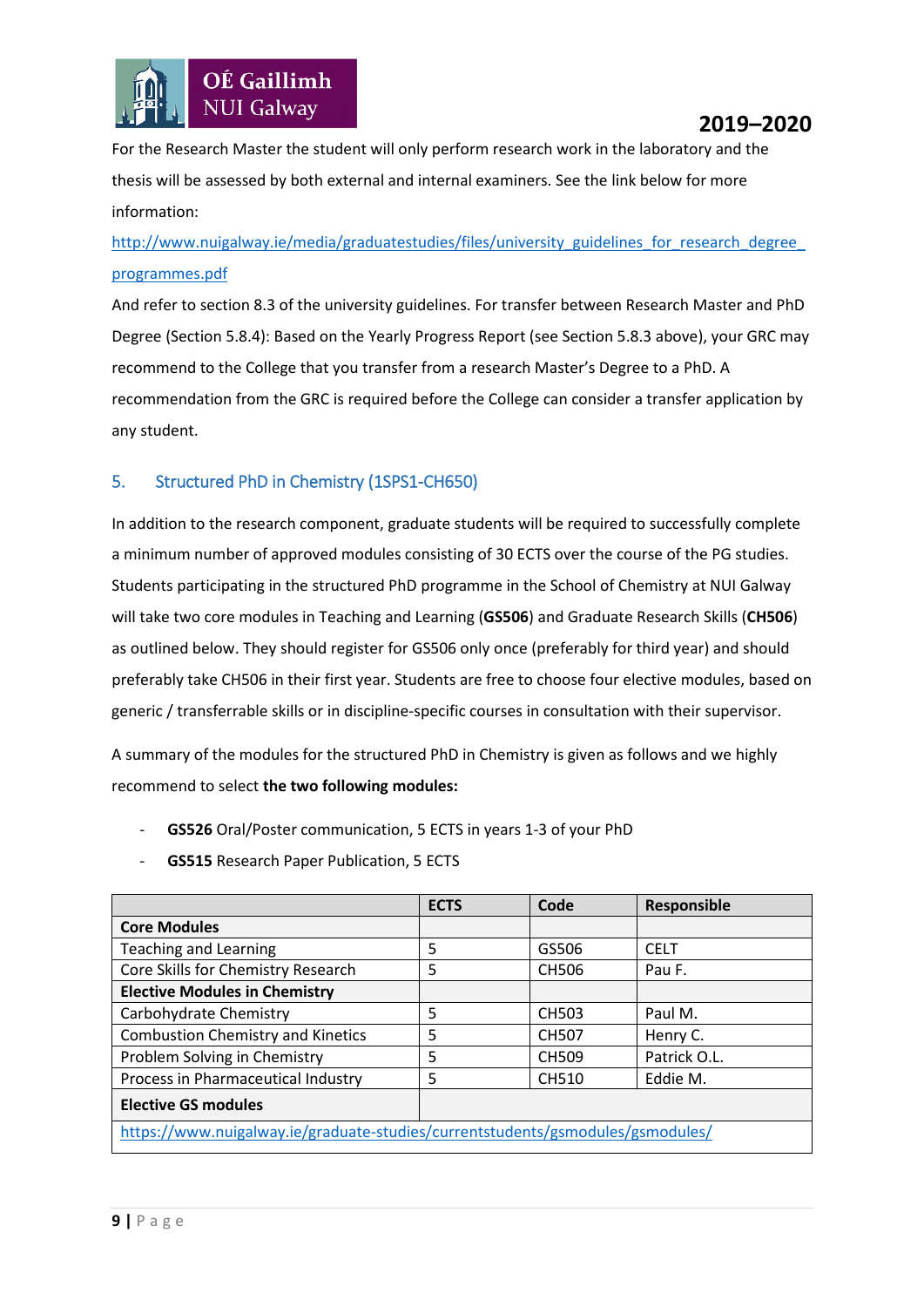For the Research Master the student will only perform research work in the laboratory and the thesis will be assessed by both external and internal examiners. See the link below for more information:

http://www.nuigalway.ie/media/graduatestudies/files/university_guidelines_for_research_degree_programmes.pdf

And refer to section 8.3 of the university guidelines. For transfer between Research Master and PhD Degree (Section 5.8.4): Based on the Yearly Progress Report (see Section 5.8.3 above), your GRC may recommend to the College that you transfer from a research Master's Degree to a PhD. A recommendation from the GRC is required before the College can consider a transfer application by any student.

## 5. Structured PhD in Chemistry (1SPS1-CH650)

In addition to the research component, graduate students will be required to successfully complete a minimum number of approved modules consisting of 30 ECTS over the course of the PG studies. Students participating in the structured PhD programme in the School of Chemistry at NUI Galway will take two core modules in Teaching and Learning (**GS506**) and Graduate Research Skills (**CH506**) as outlined below. They should register for GS506 only once (preferably for third year) and should preferably take CH506 in their first year. Students are free to choose four elective modules, based on generic / transferrable skills or in discipline-specific courses in consultation with their supervisor.

A summary of the modules for the structured PhD in Chemistry is given as follows and we highly recommend to select **the two following modules:**

- **GS526** Oral/Poster communication, 5 ECTS in years 1-3 of your PhD
- **GS515** Research Paper Publication, 5 ECTS

| | ECTS | Code | Responsible |
|---|---|---|---|
| **Core Modules** | | | |
| Teaching and Learning | 5 | GS506 | CELT |
| Core Skills for Chemistry Research | 5 | CH506 | Pau F. |
| **Elective Modules in Chemistry** | | | |
| Carbohydrate Chemistry | 5 | CH503 | Paul M. |
| Combustion Chemistry and Kinetics | 5 | CH507 | Henry C. |
| Problem Solving in Chemistry | 5 | CH509 | Patrick O.L. |
| Process in Pharmaceutical Industry | 5 | CH510 | Eddie M. |
| **Elective GS modules** | | | |
| https://www.nuigalway.ie/graduate-studies/currentstudents/gsmodules/gsmodules/ | | | |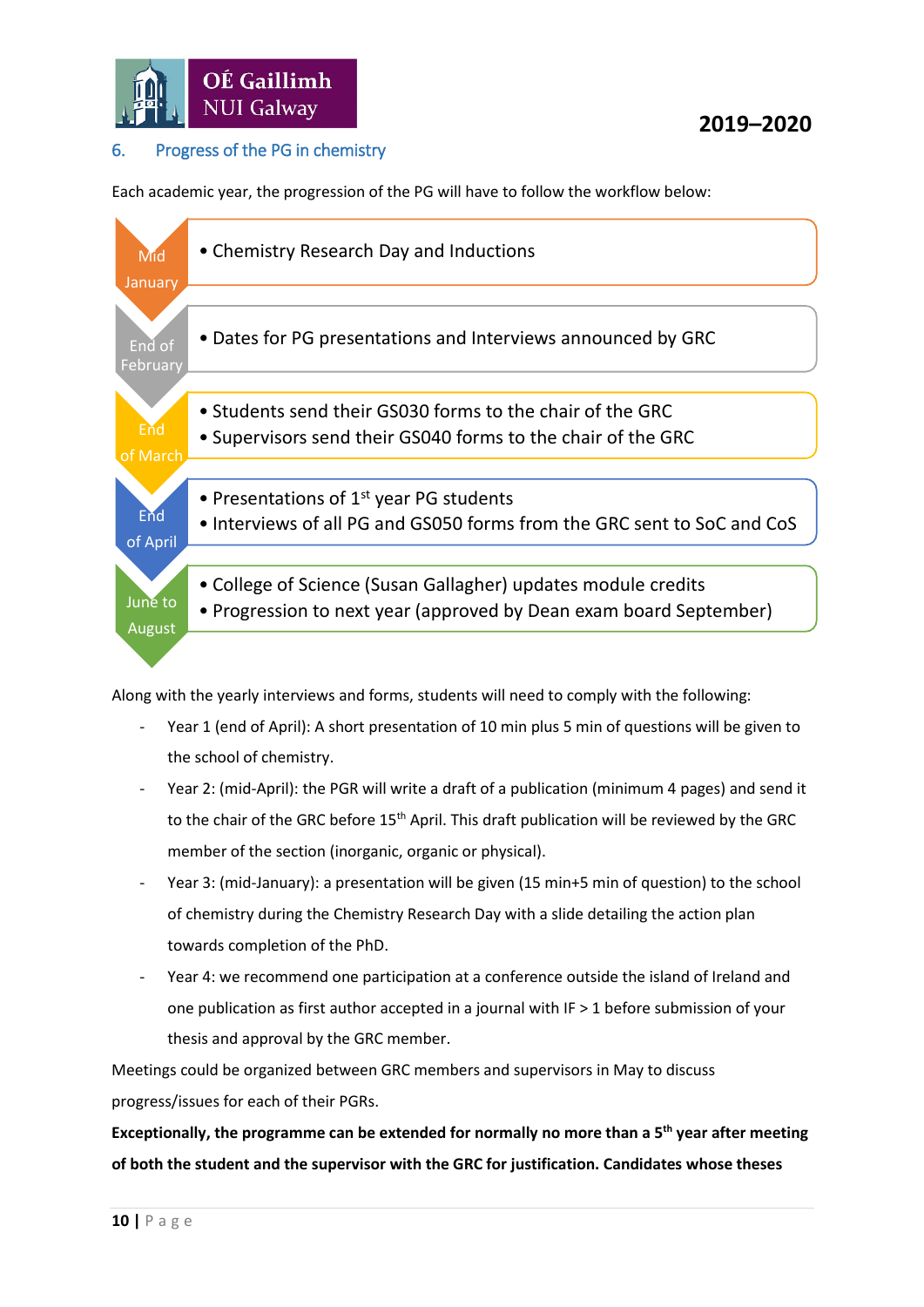## 6. Progress of the PG in chemistry

Each academic year, the progression of the PG will have to follow the workflow below:

| Period | Actions |
|---|---|
| Mid January | • Chemistry Research Day and Inductions |
| End of February | • Dates for PG presentations and Interviews announced by GRC |
| End of March | • Students send their GS030 forms to the chair of the GRC<br>• Supervisors send their GS040 forms to the chair of the GRC |
| End of April | • Presentations of 1st year PG students<br>• Interviews of all PG and GS050 forms from the GRC sent to SoC and CoS |
| June to August | • College of Science (Susan Gallagher) updates module credits<br>• Progression to next year (approved by Dean exam board September) |

Along with the yearly interviews and forms, students will need to comply with the following:

- Year 1 (end of April): A short presentation of 10 min plus 5 min of questions will be given to the school of chemistry.
- Year 2: (mid-April): the PGR will write a draft of a publication (minimum 4 pages) and send it to the chair of the GRC before 15th April. This draft publication will be reviewed by the GRC member of the section (inorganic, organic or physical).
- Year 3: (mid-January): a presentation will be given (15 min+5 min of question) to the school of chemistry during the Chemistry Research Day with a slide detailing the action plan towards completion of the PhD.
- Year 4: we recommend one participation at a conference outside the island of Ireland and one publication as first author accepted in a journal with IF > 1 before submission of your thesis and approval by the GRC member.

Meetings could be organized between GRC members and supervisors in May to discuss progress/issues for each of their PGRs.

**Exceptionally, the programme can be extended for normally no more than a 5th year after meeting of both the student and the supervisor with the GRC for justification. Candidates whose theses**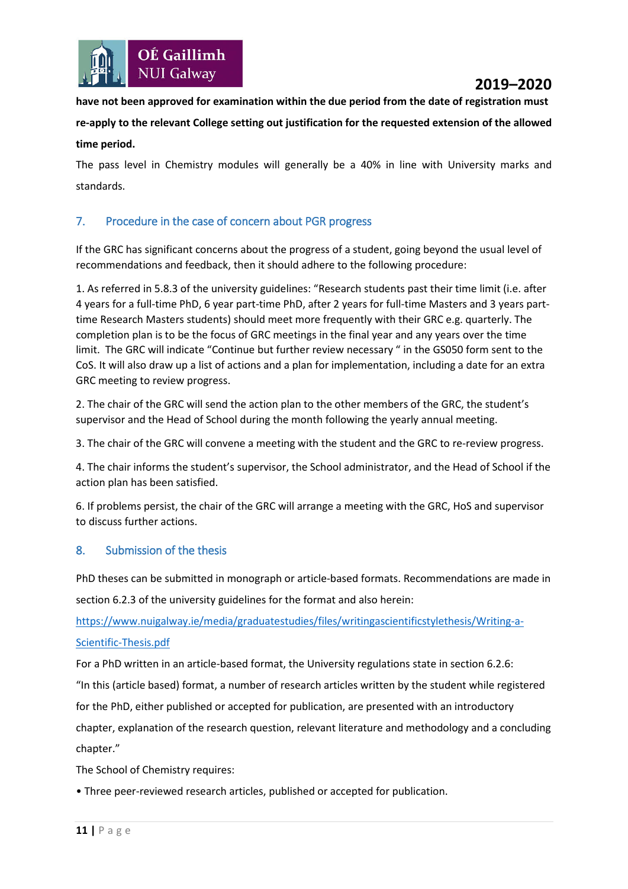**have not been approved for examination within the due period from the date of registration must re-apply to the relevant College setting out justification for the requested extension of the allowed time period.**

The pass level in Chemistry modules will generally be a 40% in line with University marks and standards.

## 7. Procedure in the case of concern about PGR progress

If the GRC has significant concerns about the progress of a student, going beyond the usual level of recommendations and feedback, then it should adhere to the following procedure:

1. As referred in 5.8.3 of the university guidelines: "Research students past their time limit (i.e. after 4 years for a full-time PhD, 6 year part-time PhD, after 2 years for full-time Masters and 3 years part-time Research Masters students) should meet more frequently with their GRC e.g. quarterly. The completion plan is to be the focus of GRC meetings in the final year and any years over the time limit. The GRC will indicate "Continue but further review necessary " in the GS050 form sent to the CoS. It will also draw up a list of actions and a plan for implementation, including a date for an extra GRC meeting to review progress.

2. The chair of the GRC will send the action plan to the other members of the GRC, the student's supervisor and the Head of School during the month following the yearly annual meeting.

3. The chair of the GRC will convene a meeting with the student and the GRC to re-review progress.

4. The chair informs the student's supervisor, the School administrator, and the Head of School if the action plan has been satisfied.

6. If problems persist, the chair of the GRC will arrange a meeting with the GRC, HoS and supervisor to discuss further actions.

## 8. Submission of the thesis

PhD theses can be submitted in monograph or article-based formats. Recommendations are made in section 6.2.3 of the university guidelines for the format and also herein:
https://www.nuigalway.ie/media/graduatestudies/files/writingascientificstylethesis/Writing-a-Scientific-Thesis.pdf

For a PhD written in an article-based format, the University regulations state in section 6.2.6:
"In this (article based) format, a number of research articles written by the student while registered for the PhD, either published or accepted for publication, are presented with an introductory chapter, explanation of the research question, relevant literature and methodology and a concluding chapter."

The School of Chemistry requires:

- Three peer-reviewed research articles, published or accepted for publication.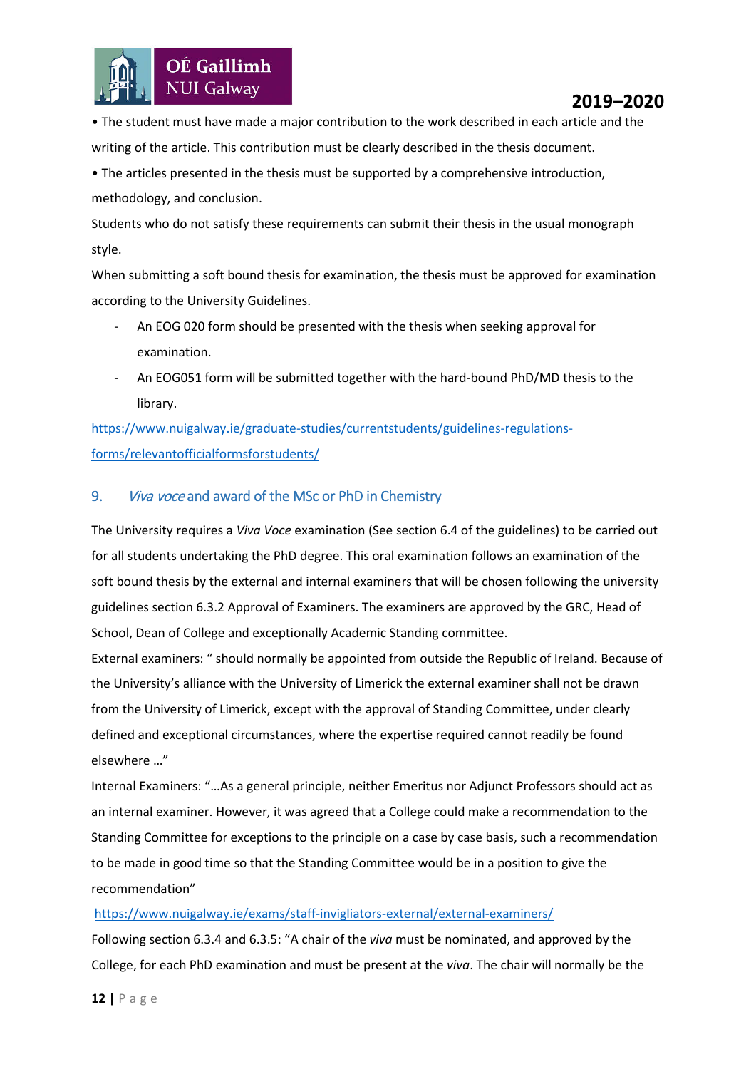• The student must have made a major contribution to the work described in each article and the writing of the article. This contribution must be clearly described in the thesis document.

• The articles presented in the thesis must be supported by a comprehensive introduction, methodology, and conclusion.

Students who do not satisfy these requirements can submit their thesis in the usual monograph style.

When submitting a soft bound thesis for examination, the thesis must be approved for examination according to the University Guidelines.

- An EOG 020 form should be presented with the thesis when seeking approval for examination.
- An EOG051 form will be submitted together with the hard-bound PhD/MD thesis to the library.

https://www.nuigalway.ie/graduate-studies/currentstudents/guidelines-regulations-forms/relevantofficialformsforstudents/

## 9. *Viva voce* and award of the MSc or PhD in Chemistry

The University requires a *Viva Voce* examination (See section 6.4 of the guidelines) to be carried out for all students undertaking the PhD degree. This oral examination follows an examination of the soft bound thesis by the external and internal examiners that will be chosen following the university guidelines section 6.3.2 Approval of Examiners. The examiners are approved by the GRC, Head of School, Dean of College and exceptionally Academic Standing committee.

External examiners: " should normally be appointed from outside the Republic of Ireland. Because of the University's alliance with the University of Limerick the external examiner shall not be drawn from the University of Limerick, except with the approval of Standing Committee, under clearly defined and exceptional circumstances, where the expertise required cannot readily be found elsewhere …"

Internal Examiners: "…As a general principle, neither Emeritus nor Adjunct Professors should act as an internal examiner. However, it was agreed that a College could make a recommendation to the Standing Committee for exceptions to the principle on a case by case basis, such a recommendation to be made in good time so that the Standing Committee would be in a position to give the recommendation"

https://www.nuigalway.ie/exams/staff-invigliators-external/external-examiners/

Following section 6.3.4 and 6.3.5: "A chair of the *viva* must be nominated, and approved by the College, for each PhD examination and must be present at the *viva*. The chair will normally be the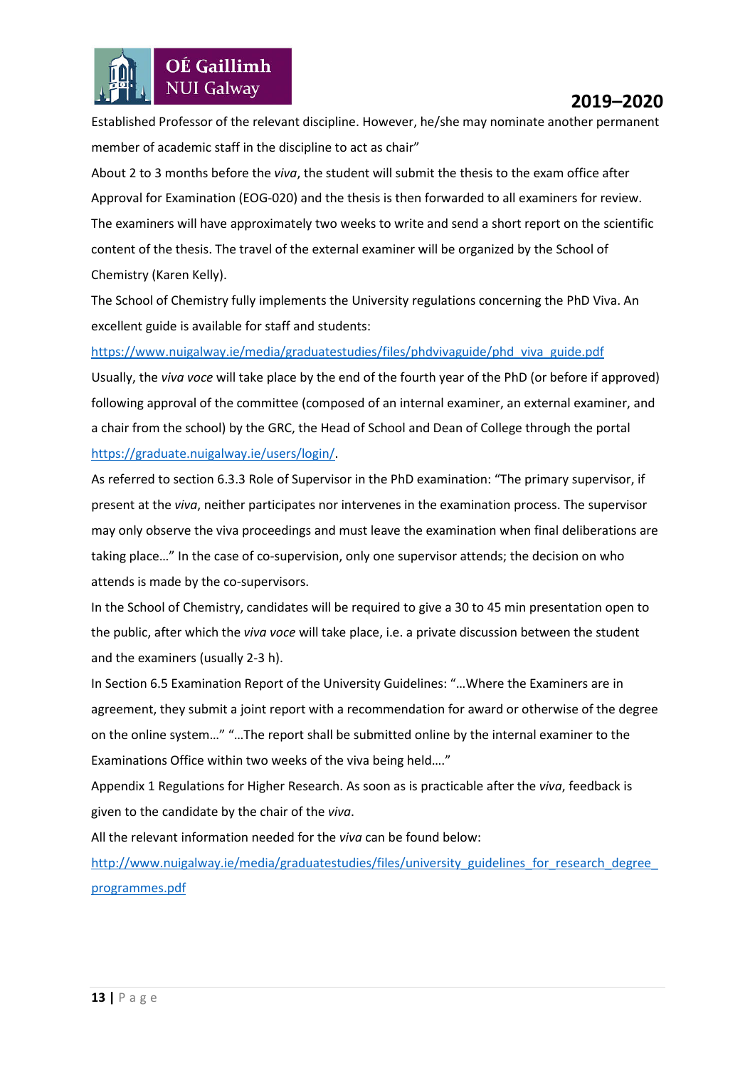Established Professor of the relevant discipline. However, he/she may nominate another permanent member of academic staff in the discipline to act as chair"

About 2 to 3 months before the *viva*, the student will submit the thesis to the exam office after Approval for Examination (EOG-020) and the thesis is then forwarded to all examiners for review. The examiners will have approximately two weeks to write and send a short report on the scientific content of the thesis. The travel of the external examiner will be organized by the School of Chemistry (Karen Kelly).

The School of Chemistry fully implements the University regulations concerning the PhD Viva. An excellent guide is available for staff and students:

https://www.nuigalway.ie/media/graduatestudies/files/phdvivaguide/phd_viva_guide.pdf

Usually, the *viva voce* will take place by the end of the fourth year of the PhD (or before if approved) following approval of the committee (composed of an internal examiner, an external examiner, and a chair from the school) by the GRC, the Head of School and Dean of College through the portal https://graduate.nuigalway.ie/users/login/.

As referred to section 6.3.3 Role of Supervisor in the PhD examination: "The primary supervisor, if present at the *viva*, neither participates nor intervenes in the examination process. The supervisor may only observe the viva proceedings and must leave the examination when final deliberations are taking place…" In the case of co-supervision, only one supervisor attends; the decision on who attends is made by the co-supervisors.

In the School of Chemistry, candidates will be required to give a 30 to 45 min presentation open to the public, after which the *viva voce* will take place, i.e. a private discussion between the student and the examiners (usually 2-3 h).

In Section 6.5 Examination Report of the University Guidelines: "…Where the Examiners are in agreement, they submit a joint report with a recommendation for award or otherwise of the degree on the online system…" "…The report shall be submitted online by the internal examiner to the Examinations Office within two weeks of the viva being held…."

Appendix 1 Regulations for Higher Research. As soon as is practicable after the *viva*, feedback is given to the candidate by the chair of the *viva*.

All the relevant information needed for the *viva* can be found below:

http://www.nuigalway.ie/media/graduatestudies/files/university_guidelines_for_research_degree_programmes.pdf